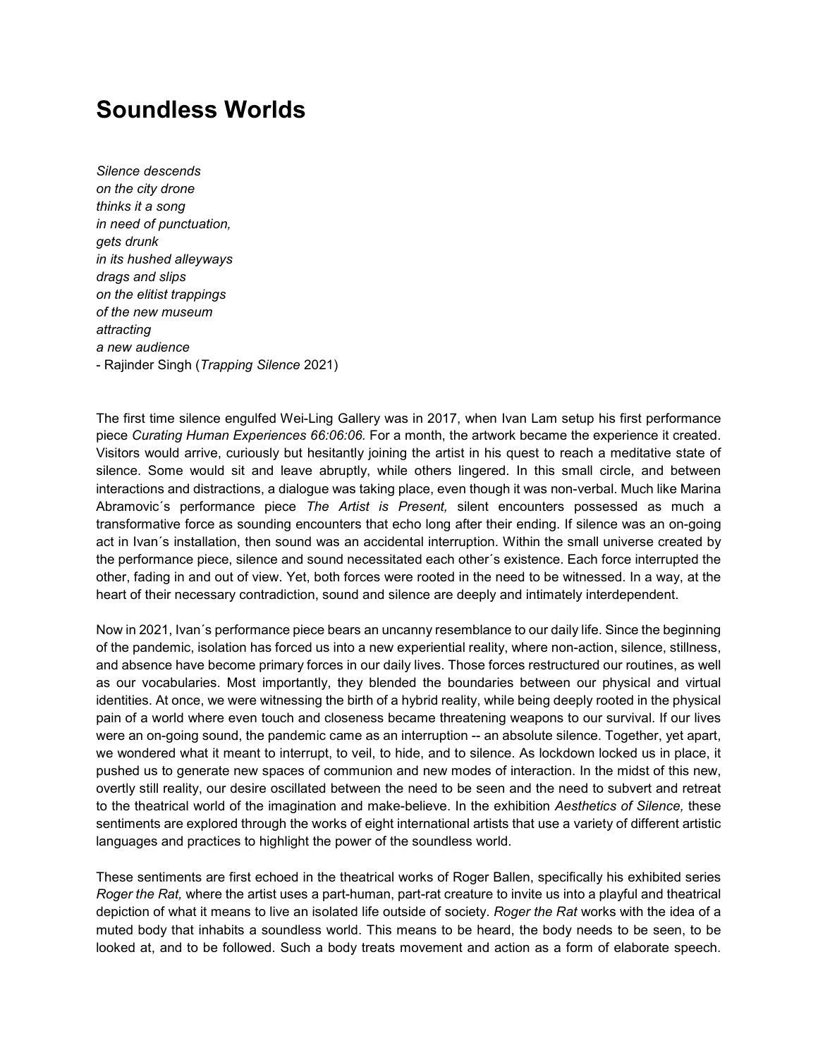# Soundless Worlds

*Silence descends*
*on the city drone*
*thinks it a song*
*in need of punctuation,*
*gets drunk*
*in its hushed alleyways*
*drags and slips*
*on the elitist trappings*
*of the new museum*
*attracting*
*a new audience*
- Rajinder Singh (*Trapping Silence* 2021)

The first time silence engulfed Wei-Ling Gallery was in 2017, when Ivan Lam setup his first performance piece *Curating Human Experiences 66:06:06.* For a month, the artwork became the experience it created. Visitors would arrive, curiously but hesitantly joining the artist in his quest to reach a meditative state of silence. Some would sit and leave abruptly, while others lingered. In this small circle, and between interactions and distractions, a dialogue was taking place, even though it was non-verbal. Much like Marina Abramovic´s performance piece *The Artist is Present,* silent encounters possessed as much a transformative force as sounding encounters that echo long after their ending. If silence was an on-going act in Ivan´s installation, then sound was an accidental interruption. Within the small universe created by the performance piece, silence and sound necessitated each other´s existence. Each force interrupted the other, fading in and out of view. Yet, both forces were rooted in the need to be witnessed. In a way, at the heart of their necessary contradiction, sound and silence are deeply and intimately interdependent.

Now in 2021, Ivan´s performance piece bears an uncanny resemblance to our daily life. Since the beginning of the pandemic, isolation has forced us into a new experiential reality, where non-action, silence, stillness, and absence have become primary forces in our daily lives. Those forces restructured our routines, as well as our vocabularies. Most importantly, they blended the boundaries between our physical and virtual identities. At once, we were witnessing the birth of a hybrid reality, while being deeply rooted in the physical pain of a world where even touch and closeness became threatening weapons to our survival. If our lives were an on-going sound, the pandemic came as an interruption -- an absolute silence. Together, yet apart, we wondered what it meant to interrupt, to veil, to hide, and to silence. As lockdown locked us in place, it pushed us to generate new spaces of communion and new modes of interaction. In the midst of this new, overtly still reality, our desire oscillated between the need to be seen and the need to subvert and retreat to the theatrical world of the imagination and make-believe. In the exhibition *Aesthetics of Silence,* these sentiments are explored through the works of eight international artists that use a variety of different artistic languages and practices to highlight the power of the soundless world.

These sentiments are first echoed in the theatrical works of Roger Ballen, specifically his exhibited series *Roger the Rat,* where the artist uses a part-human, part-rat creature to invite us into a playful and theatrical depiction of what it means to live an isolated life outside of society. *Roger the Rat* works with the idea of a muted body that inhabits a soundless world. This means to be heard, the body needs to be seen, to be looked at, and to be followed. Such a body treats movement and action as a form of elaborate speech.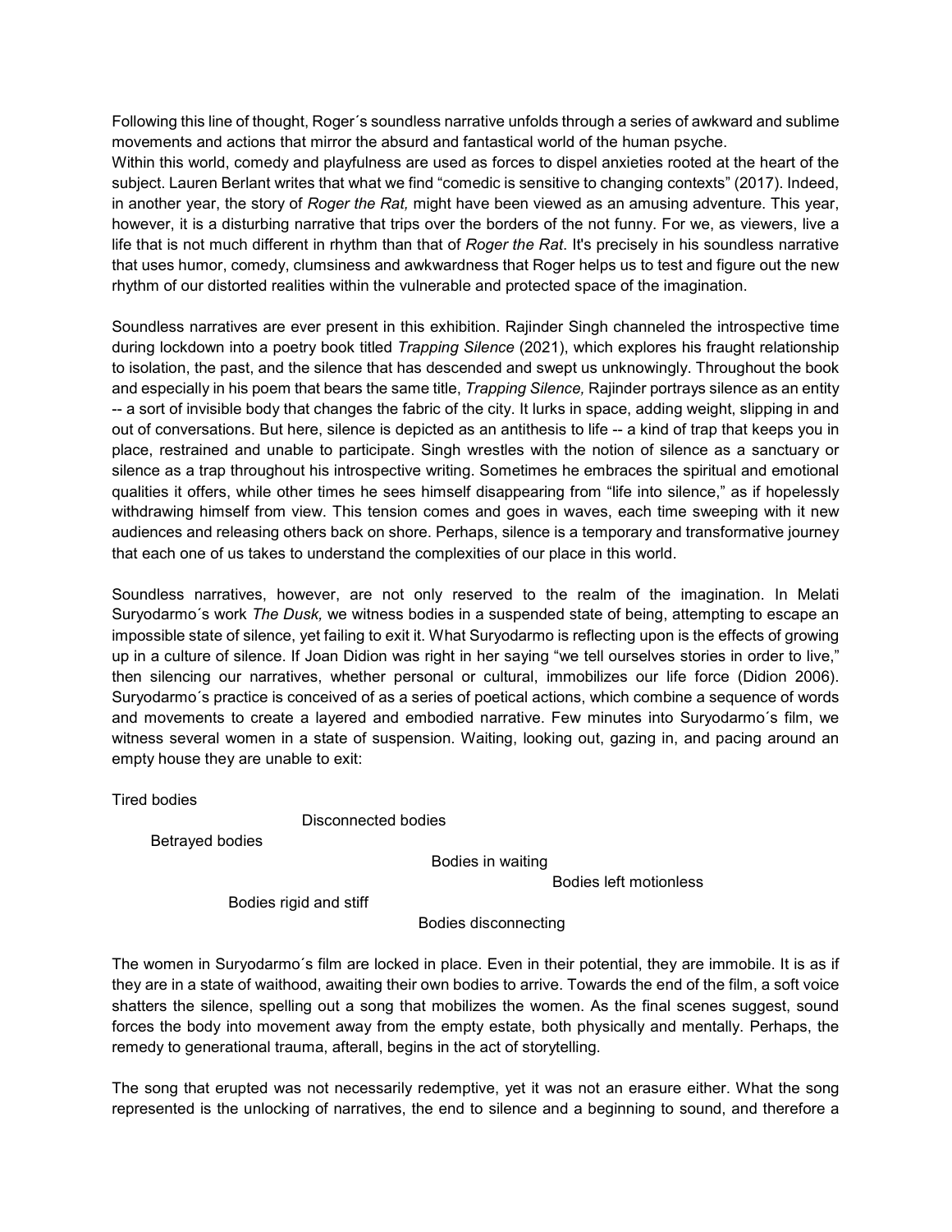Following this line of thought, Roger´s soundless narrative unfolds through a series of awkward and sublime movements and actions that mirror the absurd and fantastical world of the human psyche.
Within this world, comedy and playfulness are used as forces to dispel anxieties rooted at the heart of the subject. Lauren Berlant writes that what we find "comedic is sensitive to changing contexts" (2017). Indeed, in another year, the story of *Roger the Rat,* might have been viewed as an amusing adventure. This year, however, it is a disturbing narrative that trips over the borders of the not funny. For we, as viewers, live a life that is not much different in rhythm than that of *Roger the Rat*. It's precisely in his soundless narrative that uses humor, comedy, clumsiness and awkwardness that Roger helps us to test and figure out the new rhythm of our distorted realities within the vulnerable and protected space of the imagination.

Soundless narratives are ever present in this exhibition. Rajinder Singh channeled the introspective time during lockdown into a poetry book titled *Trapping Silence* (2021), which explores his fraught relationship to isolation, the past, and the silence that has descended and swept us unknowingly. Throughout the book and especially in his poem that bears the same title, *Trapping Silence,* Rajinder portrays silence as an entity -- a sort of invisible body that changes the fabric of the city. It lurks in space, adding weight, slipping in and out of conversations. But here, silence is depicted as an antithesis to life -- a kind of trap that keeps you in place, restrained and unable to participate. Singh wrestles with the notion of silence as a sanctuary or silence as a trap throughout his introspective writing. Sometimes he embraces the spiritual and emotional qualities it offers, while other times he sees himself disappearing from "life into silence," as if hopelessly withdrawing himself from view. This tension comes and goes in waves, each time sweeping with it new audiences and releasing others back on shore. Perhaps, silence is a temporary and transformative journey that each one of us takes to understand the complexities of our place in this world.

Soundless narratives, however, are not only reserved to the realm of the imagination. In Melati Suryodarmo´s work *The Dusk,* we witness bodies in a suspended state of being, attempting to escape an impossible state of silence, yet failing to exit it. What Suryodarmo is reflecting upon is the effects of growing up in a culture of silence. If Joan Didion was right in her saying "we tell ourselves stories in order to live," then silencing our narratives, whether personal or cultural, immobilizes our life force (Didion 2006). Suryodarmo´s practice is conceived of as a series of poetical actions, which combine a sequence of words and movements to create a layered and embodied narrative. Few minutes into Suryodarmo´s film, we witness several women in a state of suspension. Waiting, looking out, gazing in, and pacing around an empty house they are unable to exit:

Tired bodies

Disconnected bodies

Betrayed bodies

Bodies in waiting

Bodies left motionless

Bodies rigid and stiff

Bodies disconnecting

The women in Suryodarmo´s film are locked in place. Even in their potential, they are immobile. It is as if they are in a state of waithood, awaiting their own bodies to arrive. Towards the end of the film, a soft voice shatters the silence, spelling out a song that mobilizes the women. As the final scenes suggest, sound forces the body into movement away from the empty estate, both physically and mentally. Perhaps, the remedy to generational trauma, afterall, begins in the act of storytelling.

The song that erupted was not necessarily redemptive, yet it was not an erasure either. What the song represented is the unlocking of narratives, the end to silence and a beginning to sound, and therefore a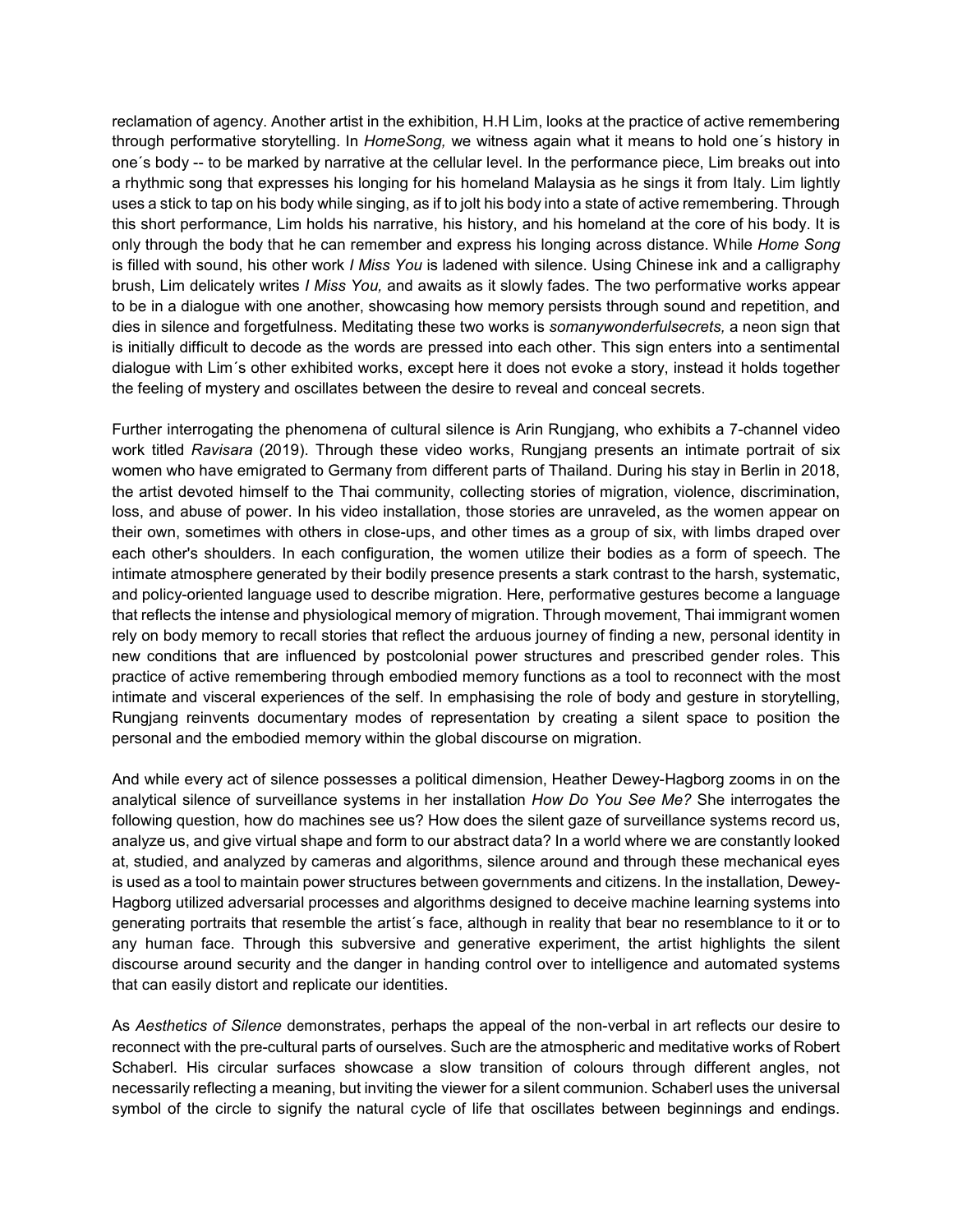reclamation of agency. Another artist in the exhibition, H.H Lim, looks at the practice of active remembering through performative storytelling. In *HomeSong,* we witness again what it means to hold one´s history in one´s body -- to be marked by narrative at the cellular level. In the performance piece, Lim breaks out into a rhythmic song that expresses his longing for his homeland Malaysia as he sings it from Italy. Lim lightly uses a stick to tap on his body while singing, as if to jolt his body into a state of active remembering. Through this short performance, Lim holds his narrative, his history, and his homeland at the core of his body. It is only through the body that he can remember and express his longing across distance. While *Home Song* is filled with sound, his other work *I Miss You* is ladened with silence. Using Chinese ink and a calligraphy brush, Lim delicately writes *I Miss You,* and awaits as it slowly fades. The two performative works appear to be in a dialogue with one another, showcasing how memory persists through sound and repetition, and dies in silence and forgetfulness. Meditating these two works is *somanywonderfulsecrets,* a neon sign that is initially difficult to decode as the words are pressed into each other. This sign enters into a sentimental dialogue with Lim´s other exhibited works, except here it does not evoke a story, instead it holds together the feeling of mystery and oscillates between the desire to reveal and conceal secrets.

Further interrogating the phenomena of cultural silence is Arin Rungjang, who exhibits a 7-channel video work titled *Ravisara* (2019). Through these video works, Rungjang presents an intimate portrait of six women who have emigrated to Germany from different parts of Thailand. During his stay in Berlin in 2018, the artist devoted himself to the Thai community, collecting stories of migration, violence, discrimination, loss, and abuse of power. In his video installation, those stories are unraveled, as the women appear on their own, sometimes with others in close-ups, and other times as a group of six, with limbs draped over each other's shoulders. In each configuration, the women utilize their bodies as a form of speech. The intimate atmosphere generated by their bodily presence presents a stark contrast to the harsh, systematic, and policy-oriented language used to describe migration. Here, performative gestures become a language that reflects the intense and physiological memory of migration. Through movement, Thai immigrant women rely on body memory to recall stories that reflect the arduous journey of finding a new, personal identity in new conditions that are influenced by postcolonial power structures and prescribed gender roles. This practice of active remembering through embodied memory functions as a tool to reconnect with the most intimate and visceral experiences of the self. In emphasising the role of body and gesture in storytelling, Rungjang reinvents documentary modes of representation by creating a silent space to position the personal and the embodied memory within the global discourse on migration.

And while every act of silence possesses a political dimension, Heather Dewey-Hagborg zooms in on the analytical silence of surveillance systems in her installation *How Do You See Me?* She interrogates the following question, how do machines see us? How does the silent gaze of surveillance systems record us, analyze us, and give virtual shape and form to our abstract data? In a world where we are constantly looked at, studied, and analyzed by cameras and algorithms, silence around and through these mechanical eyes is used as a tool to maintain power structures between governments and citizens. In the installation, Dewey-Hagborg utilized adversarial processes and algorithms designed to deceive machine learning systems into generating portraits that resemble the artist´s face, although in reality that bear no resemblance to it or to any human face. Through this subversive and generative experiment, the artist highlights the silent discourse around security and the danger in handing control over to intelligence and automated systems that can easily distort and replicate our identities.

As *Aesthetics of Silence* demonstrates, perhaps the appeal of the non-verbal in art reflects our desire to reconnect with the pre-cultural parts of ourselves. Such are the atmospheric and meditative works of Robert Schaberl. His circular surfaces showcase a slow transition of colours through different angles, not necessarily reflecting a meaning, but inviting the viewer for a silent communion. Schaberl uses the universal symbol of the circle to signify the natural cycle of life that oscillates between beginnings and endings.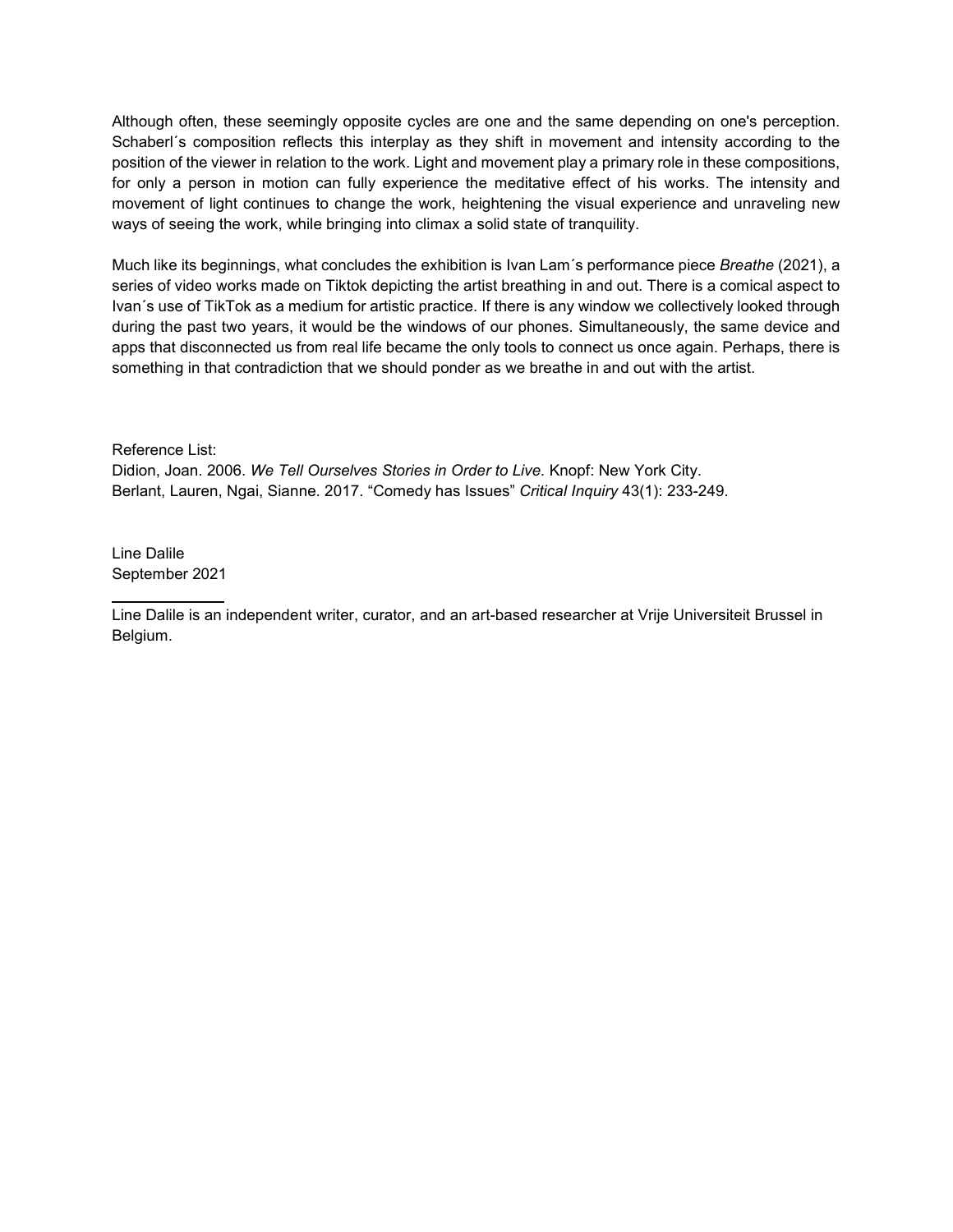Although often, these seemingly opposite cycles are one and the same depending on one's perception. Schaberl´s composition reflects this interplay as they shift in movement and intensity according to the position of the viewer in relation to the work. Light and movement play a primary role in these compositions, for only a person in motion can fully experience the meditative effect of his works. The intensity and movement of light continues to change the work, heightening the visual experience and unraveling new ways of seeing the work, while bringing into climax a solid state of tranquility.

Much like its beginnings, what concludes the exhibition is Ivan Lam´s performance piece *Breathe* (2021), a series of video works made on Tiktok depicting the artist breathing in and out. There is a comical aspect to Ivan´s use of TikTok as a medium for artistic practice. If there is any window we collectively looked through during the past two years, it would be the windows of our phones. Simultaneously, the same device and apps that disconnected us from real life became the only tools to connect us once again. Perhaps, there is something in that contradiction that we should ponder as we breathe in and out with the artist.

Reference List:
Didion, Joan. 2006. *We Tell Ourselves Stories in Order to Live.* Knopf: New York City.
Berlant, Lauren, Ngai, Sianne. 2017. "Comedy has Issues" *Critical Inquiry* 43(1): 233-249.

Line Dalile
September 2021

---

Line Dalile is an independent writer, curator, and an art-based researcher at Vrije Universiteit Brussel in Belgium.